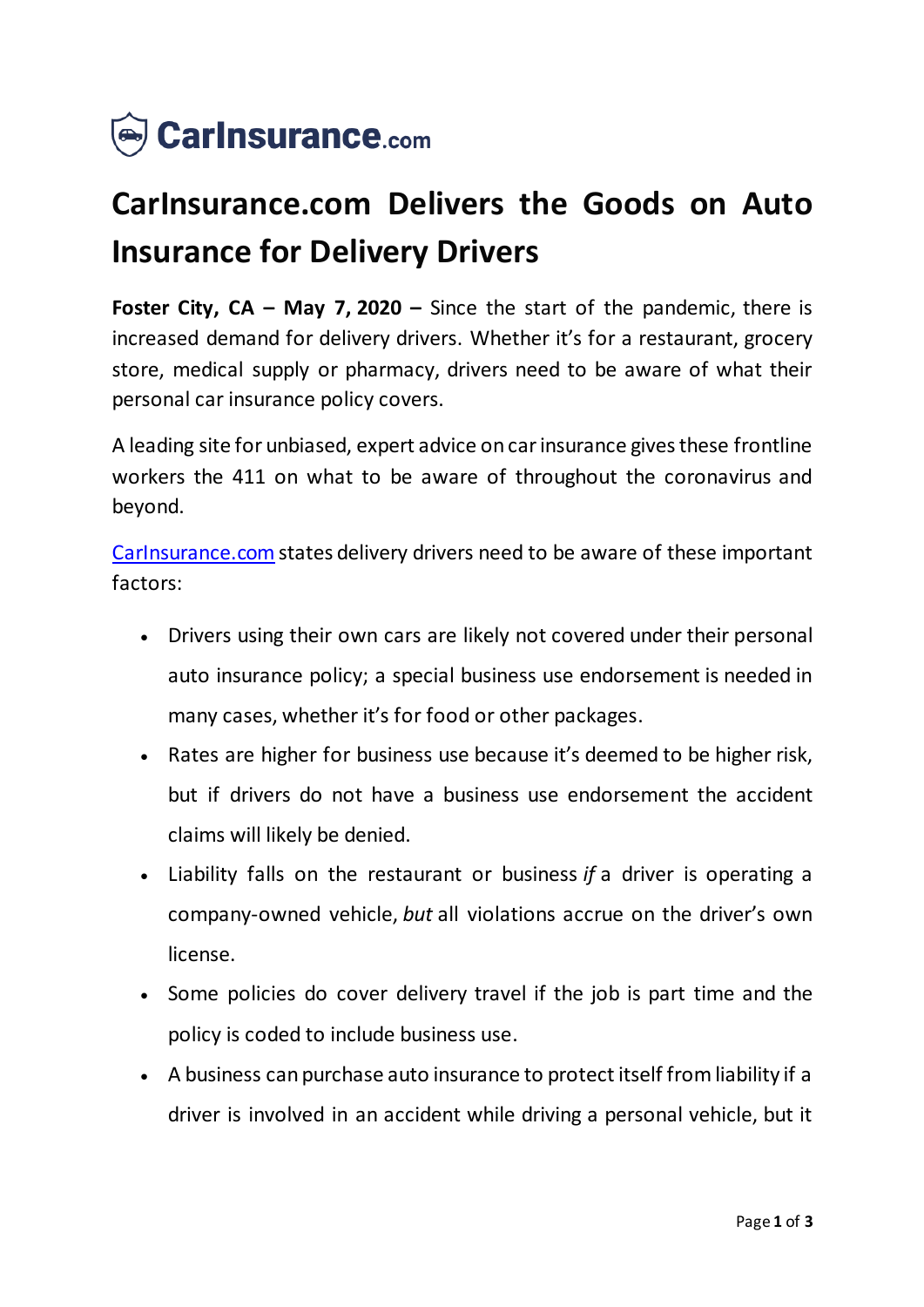CarInsurance.com

# CarInsurance.com Delivers the Goods on Auto Insurance for Delivery Drivers

**Foster City, CA – May 7, 2020 –** Since the start of the pandemic, there is increased demand for delivery drivers. Whether it's for a restaurant, grocery store, medical supply or pharmacy, drivers need to be aware of what their personal car insurance policy covers.

A leading site for unbiased, expert advice on car insurance gives these frontline workers the 411 on what to be aware of throughout the coronavirus and beyond.

[CarInsurance.com](CarInsurance.com) states delivery drivers need to be aware of these important factors:

- Drivers using their own cars are likely not covered under their personal auto insurance policy; a special business use endorsement is needed in many cases, whether it's for food or other packages.
- Rates are higher for business use because it's deemed to be higher risk, but if drivers do not have a business use endorsement the accident claims will likely be denied.
- Liability falls on the restaurant or business *if* a driver is operating a company-owned vehicle, *but* all violations accrue on the driver's own license.
- Some policies do cover delivery travel if the job is part time and the policy is coded to include business use.
- A business can purchase auto insurance to protect itself from liability if a driver is involved in an accident while driving a personal vehicle, but it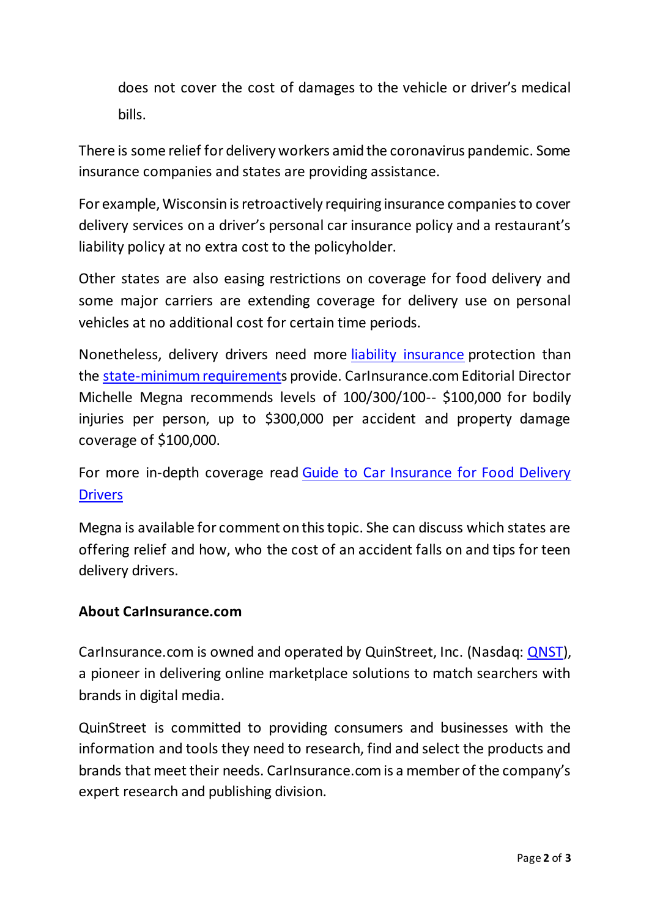does not cover the cost of damages to the vehicle or driver's medical bills.

There is some relief for delivery workers amid the coronavirus pandemic. Some insurance companies and states are providing assistance.

For example, Wisconsin is retroactively requiring insurance companies to cover delivery services on a driver's personal car insurance policy and a restaurant's liability policy at no extra cost to the policyholder.

Other states are also easing restrictions on coverage for food delivery and some major carriers are extending coverage for delivery use on personal vehicles at no additional cost for certain time periods.

Nonetheless, delivery drivers need more liability insurance protection than the state-minimum requirements provide. CarInsurance.com Editorial Director Michelle Megna recommends levels of 100/300/100-- $100,000 for bodily injuries per person, up to $300,000 per accident and property damage coverage of $100,000.

For more in-depth coverage read Guide to Car Insurance for Food Delivery Drivers

Megna is available for comment on this topic. She can discuss which states are offering relief and how, who the cost of an accident falls on and tips for teen delivery drivers.

**About CarInsurance.com**

CarInsurance.com is owned and operated by QuinStreet, Inc. (Nasdaq: QNST), a pioneer in delivering online marketplace solutions to match searchers with brands in digital media.

QuinStreet is committed to providing consumers and businesses with the information and tools they need to research, find and select the products and brands that meet their needs. CarInsurance.com is a member of the company's expert research and publishing division.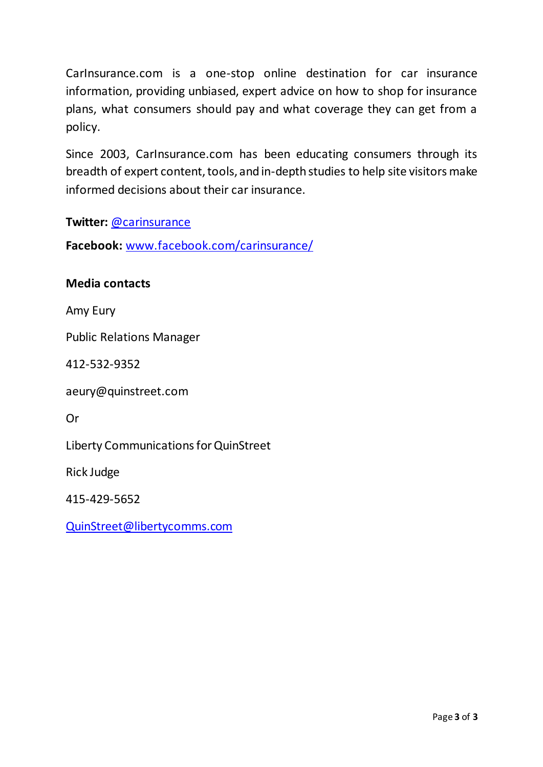CarInsurance.com is a one-stop online destination for car insurance information, providing unbiased, expert advice on how to shop for insurance plans, what consumers should pay and what coverage they can get from a policy.

Since 2003, CarInsurance.com has been educating consumers through its breadth of expert content, tools, and in-depth studies to help site visitors make informed decisions about their car insurance.

**Twitter:** @carinsurance

**Facebook:** www.facebook.com/carinsurance/

**Media contacts**

Amy Eury

Public Relations Manager

412-532-9352

aeury@quinstreet.com

Or

Liberty Communications for QuinStreet

Rick Judge

415-429-5652

QuinStreet@libertycomms.com